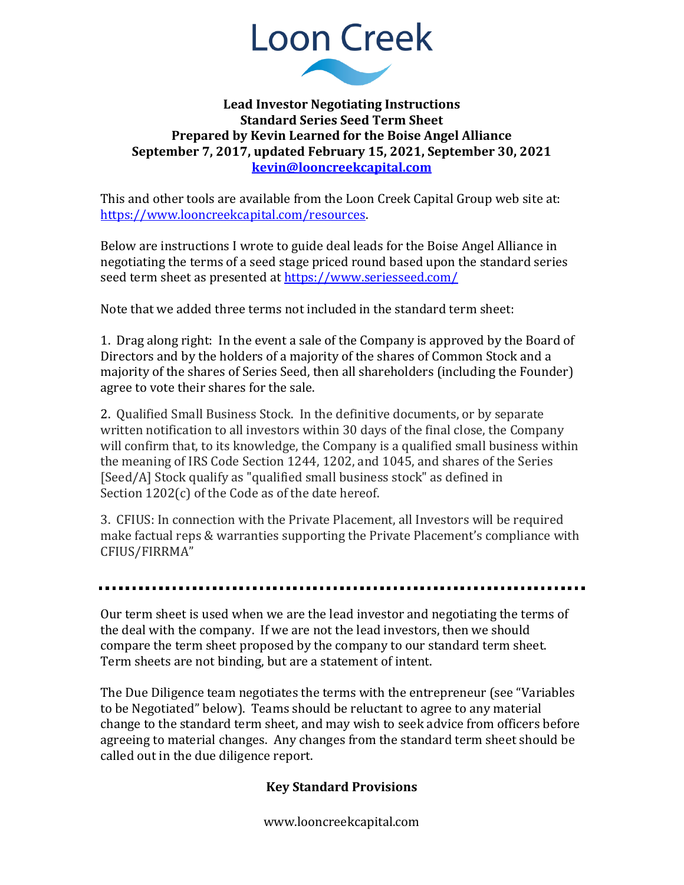# Loon Creek

**Lead Investor Negotiating Instructions**
**Standard Series Seed Term Sheet**
**Prepared by Kevin Learned for the Boise Angel Alliance**
**September 7, 2017, updated February 15, 2021, September 30, 2021**
**kevin@looncreekcapital.com**

This and other tools are available from the Loon Creek Capital Group web site at: https://www.looncreekcapital.com/resources.

Below are instructions I wrote to guide deal leads for the Boise Angel Alliance in negotiating the terms of a seed stage priced round based upon the standard series seed term sheet as presented at https://www.seriesseed.com/

Note that we added three terms not included in the standard term sheet:

1. Drag along right: In the event a sale of the Company is approved by the Board of Directors and by the holders of a majority of the shares of Common Stock and a majority of the shares of Series Seed, then all shareholders (including the Founder) agree to vote their shares for the sale.

2. Qualified Small Business Stock. In the definitive documents, or by separate written notification to all investors within 30 days of the final close, the Company will confirm that, to its knowledge, the Company is a qualified small business within the meaning of IRS Code Section 1244, 1202, and 1045, and shares of the Series [Seed/A] Stock qualify as "qualified small business stock" as defined in Section 1202(c) of the Code as of the date hereof.

3. CFIUS: In connection with the Private Placement, all Investors will be required make factual reps & warranties supporting the Private Placement's compliance with CFIUS/FIRRMA"

---

Our term sheet is used when we are the lead investor and negotiating the terms of the deal with the company. If we are not the lead investors, then we should compare the term sheet proposed by the company to our standard term sheet. Term sheets are not binding, but are a statement of intent.

The Due Diligence team negotiates the terms with the entrepreneur (see "Variables to be Negotiated" below). Teams should be reluctant to agree to any material change to the standard term sheet, and may wish to seek advice from officers before agreeing to material changes. Any changes from the standard term sheet should be called out in the due diligence report.

## Key Standard Provisions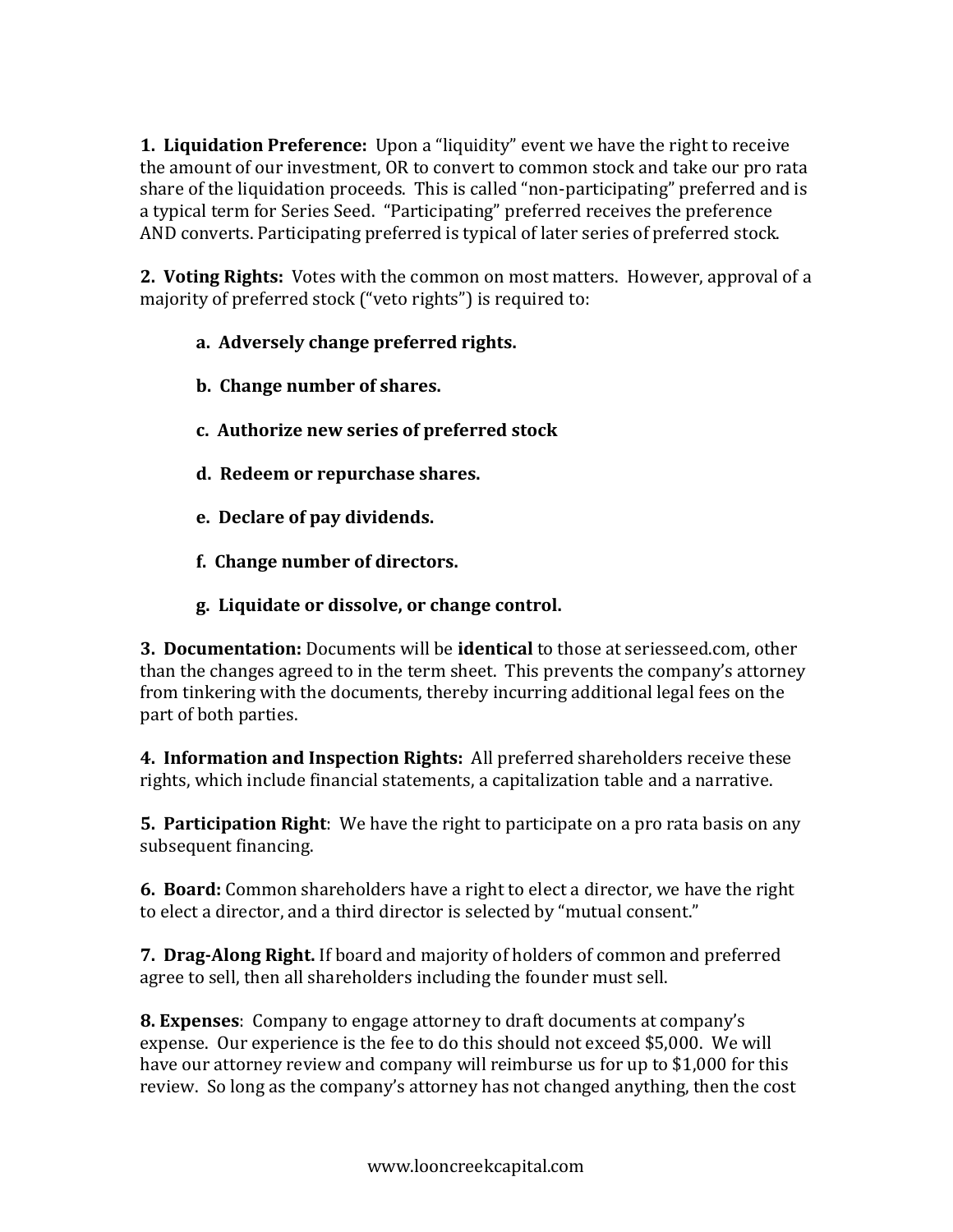**1. Liquidation Preference:** Upon a "liquidity" event we have the right to receive the amount of our investment, OR to convert to common stock and take our pro rata share of the liquidation proceeds. This is called "non-participating" preferred and is a typical term for Series Seed. "Participating" preferred receives the preference AND converts. Participating preferred is typical of later series of preferred stock.

**2. Voting Rights:** Votes with the common on most matters. However, approval of a majority of preferred stock ("veto rights") is required to:

- **a. Adversely change preferred rights.**
- **b. Change number of shares.**
- **c. Authorize new series of preferred stock**
- **d. Redeem or repurchase shares.**
- **e. Declare of pay dividends.**
- **f. Change number of directors.**
- **g. Liquidate or dissolve, or change control.**

**3. Documentation:** Documents will be **identical** to those at seriesseed.com, other than the changes agreed to in the term sheet. This prevents the company's attorney from tinkering with the documents, thereby incurring additional legal fees on the part of both parties.

**4. Information and Inspection Rights:** All preferred shareholders receive these rights, which include financial statements, a capitalization table and a narrative.

**5. Participation Right**: We have the right to participate on a pro rata basis on any subsequent financing.

**6. Board:** Common shareholders have a right to elect a director, we have the right to elect a director, and a third director is selected by "mutual consent."

**7. Drag-Along Right.** If board and majority of holders of common and preferred agree to sell, then all shareholders including the founder must sell.

**8. Expenses**: Company to engage attorney to draft documents at company's expense. Our experience is the fee to do this should not exceed $5,000. We will have our attorney review and company will reimburse us for up to $1,000 for this review. So long as the company's attorney has not changed anything, then the cost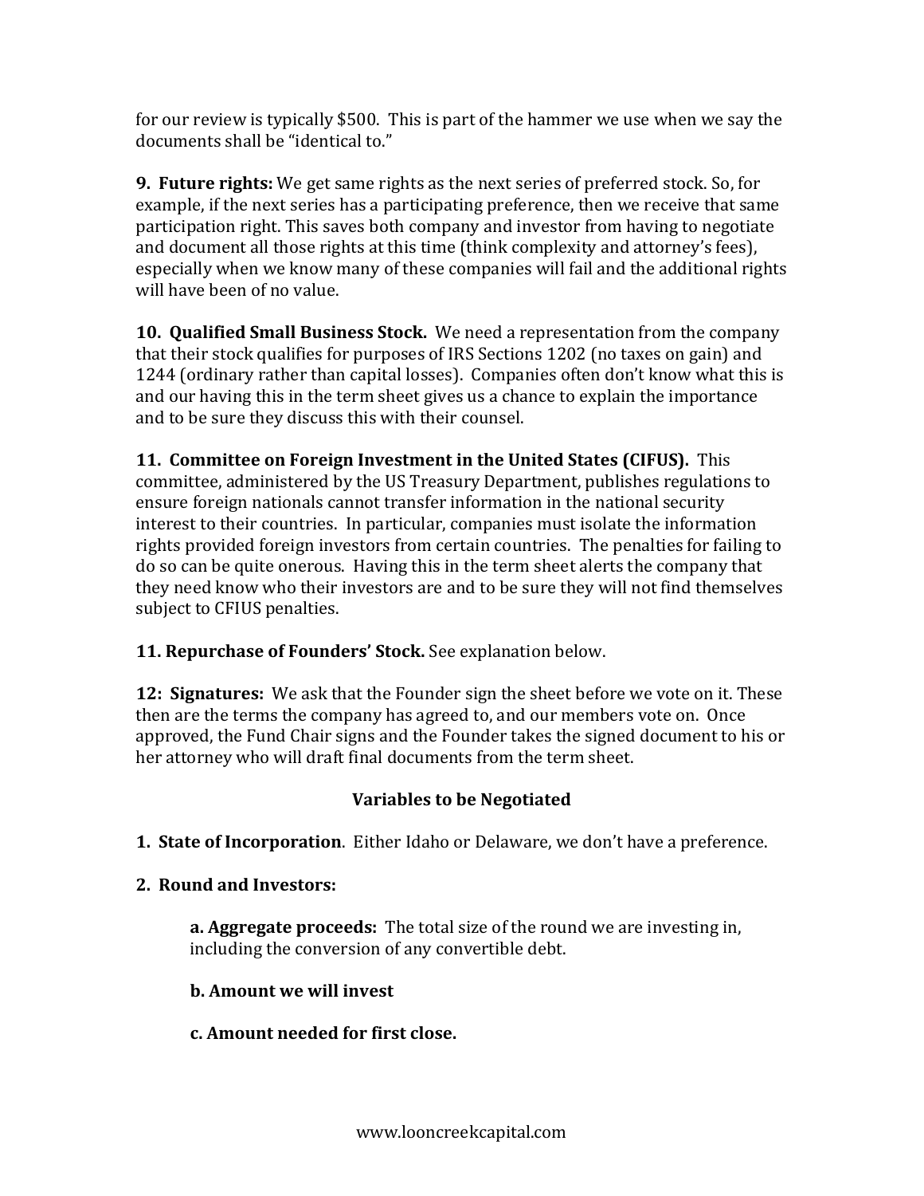for our review is typically $500. This is part of the hammer we use when we say the documents shall be "identical to."

**9. Future rights:** We get same rights as the next series of preferred stock. So, for example, if the next series has a participating preference, then we receive that same participation right. This saves both company and investor from having to negotiate and document all those rights at this time (think complexity and attorney's fees), especially when we know many of these companies will fail and the additional rights will have been of no value.

**10. Qualified Small Business Stock.** We need a representation from the company that their stock qualifies for purposes of IRS Sections 1202 (no taxes on gain) and 1244 (ordinary rather than capital losses). Companies often don't know what this is and our having this in the term sheet gives us a chance to explain the importance and to be sure they discuss this with their counsel.

**11. Committee on Foreign Investment in the United States (CIFUS).** This committee, administered by the US Treasury Department, publishes regulations to ensure foreign nationals cannot transfer information in the national security interest to their countries. In particular, companies must isolate the information rights provided foreign investors from certain countries. The penalties for failing to do so can be quite onerous. Having this in the term sheet alerts the company that they need know who their investors are and to be sure they will not find themselves subject to CFIUS penalties.

**11. Repurchase of Founders' Stock.** See explanation below.

**12: Signatures:** We ask that the Founder sign the sheet before we vote on it. These then are the terms the company has agreed to, and our members vote on. Once approved, the Fund Chair signs and the Founder takes the signed document to his or her attorney who will draft final documents from the term sheet.

## Variables to be Negotiated

**1. State of Incorporation**. Either Idaho or Delaware, we don't have a preference.

**2. Round and Investors:**

> **a. Aggregate proceeds:** The total size of the round we are investing in, including the conversion of any convertible debt.
>
> **b. Amount we will invest**
>
> **c. Amount needed for first close.**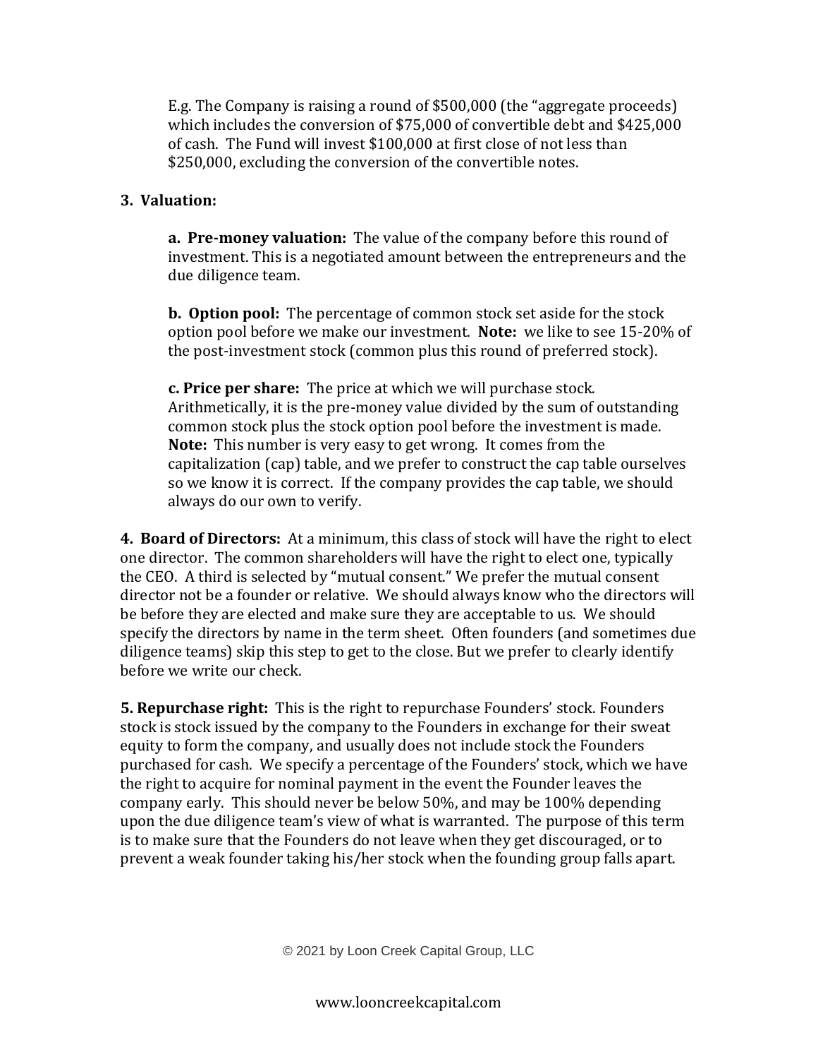E.g. The Company is raising a round of $500,000 (the "aggregate proceeds) which includes the conversion of $75,000 of convertible debt and $425,000 of cash. The Fund will invest $100,000 at first close of not less than $250,000, excluding the conversion of the convertible notes.

**3. Valuation:**

**a. Pre-money valuation:** The value of the company before this round of investment. This is a negotiated amount between the entrepreneurs and the due diligence team.

**b. Option pool:** The percentage of common stock set aside for the stock option pool before we make our investment. **Note:** we like to see 15-20% of the post-investment stock (common plus this round of preferred stock).

**c. Price per share:** The price at which we will purchase stock. Arithmetically, it is the pre-money value divided by the sum of outstanding common stock plus the stock option pool before the investment is made. **Note:** This number is very easy to get wrong. It comes from the capitalization (cap) table, and we prefer to construct the cap table ourselves so we know it is correct. If the company provides the cap table, we should always do our own to verify.

**4. Board of Directors:** At a minimum, this class of stock will have the right to elect one director. The common shareholders will have the right to elect one, typically the CEO. A third is selected by "mutual consent." We prefer the mutual consent director not be a founder or relative. We should always know who the directors will be before they are elected and make sure they are acceptable to us. We should specify the directors by name in the term sheet. Often founders (and sometimes due diligence teams) skip this step to get to the close. But we prefer to clearly identify before we write our check.

**5. Repurchase right:** This is the right to repurchase Founders' stock. Founders stock is stock issued by the company to the Founders in exchange for their sweat equity to form the company, and usually does not include stock the Founders purchased for cash. We specify a percentage of the Founders' stock, which we have the right to acquire for nominal payment in the event the Founder leaves the company early. This should never be below 50%, and may be 100% depending upon the due diligence team's view of what is warranted. The purpose of this term is to make sure that the Founders do not leave when they get discouraged, or to prevent a weak founder taking his/her stock when the founding group falls apart.